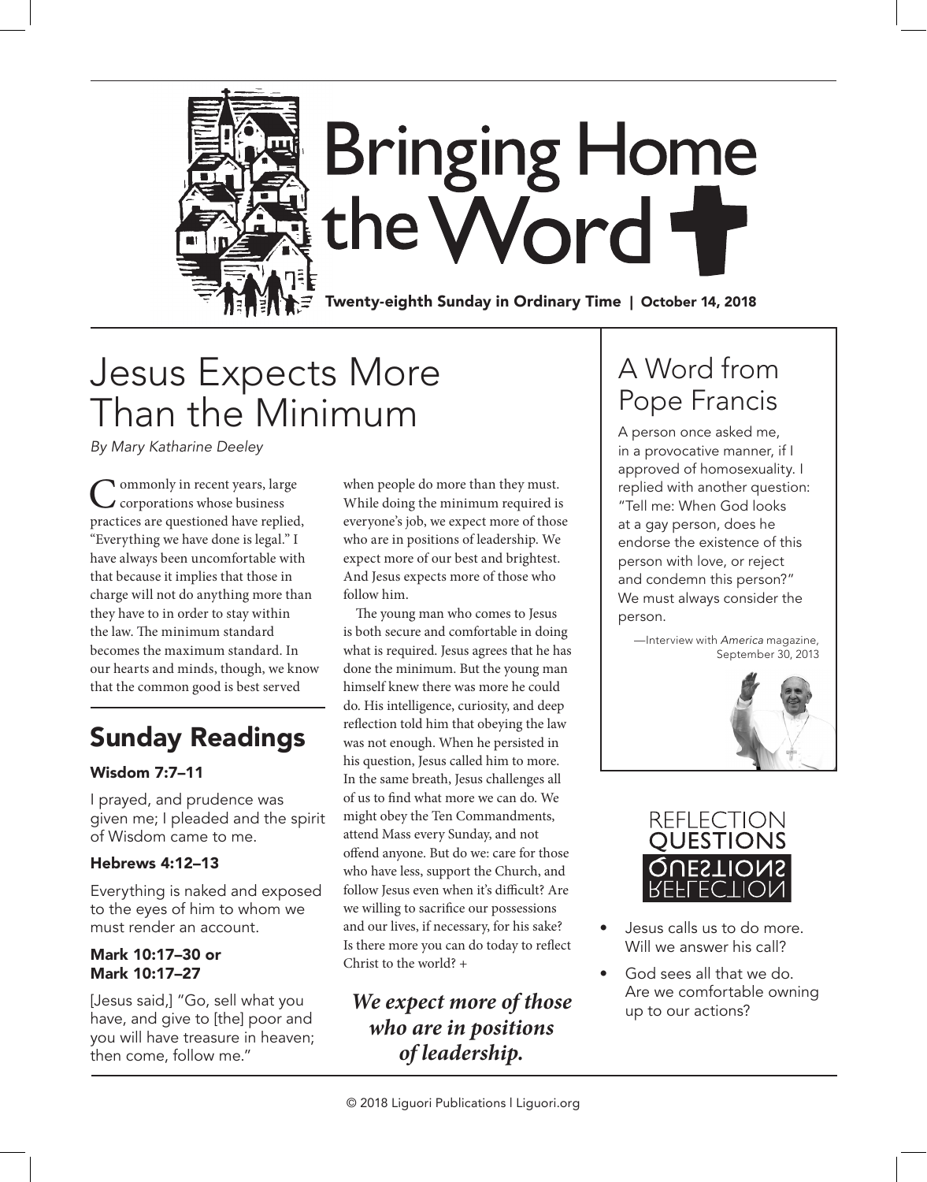# Bringing Home the Word

Twenty-eighth Sunday in Ordinary Time | October 14, 2018

## Jesus Expects More Than the Minimum

*By Mary Katharine Deeley*

Commonly in recent years, large corporations whose business practices are questioned have replied, "Everything we have done is legal." I have always been uncomfortable with that because it implies that those in charge will not do anything more than they have to in order to stay within the law. The minimum standard becomes the maximum standard. In our hearts and minds, though, we know that the common good is best served when people do more than they must. While doing the minimum required is everyone's job, we expect more of those who are in positions of leadership. We expect more of our best and brightest. And Jesus expects more of those who follow him.

The young man who comes to Jesus is both secure and comfortable in doing what is required. Jesus agrees that he has done the minimum. But the young man himself knew there was more he could do. His intelligence, curiosity, and deep reflection told him that obeying the law was not enough. When he persisted in his question, Jesus called him to more. In the same breath, Jesus challenges all of us to find what more we can do. We might obey the Ten Commandments, attend Mass every Sunday, and not offend anyone. But do we: care for those who have less, support the Church, and follow Jesus even when it's difficult? Are we willing to sacrifice our possessions and our lives, if necessary, for his sake? Is there more you can do today to reflect Christ to the world? +

***We expect more of those who are in positions of leadership.***

## Sunday Readings

### Wisdom 7:7–11

I prayed, and prudence was given me; I pleaded and the spirit of Wisdom came to me.

### Hebrews 4:12–13

Everything is naked and exposed to the eyes of him to whom we must render an account.

### Mark 10:17–30 or Mark 10:17–27

[Jesus said,] "Go, sell what you have, and give to [the] poor and you will have treasure in heaven; then come, follow me."

## A Word from Pope Francis

A person once asked me, in a provocative manner, if I approved of homosexuality. I replied with another question: "Tell me: When God looks at a gay person, does he endorse the existence of this person with love, or reject and condemn this person?" We must always consider the person.

—Interview with *America* magazine, September 30, 2013

## Reflection Questions

- Jesus calls us to do more. Will we answer his call?
- God sees all that we do. Are we comfortable owning up to our actions?

© 2018 Liguori Publications | Liguori.org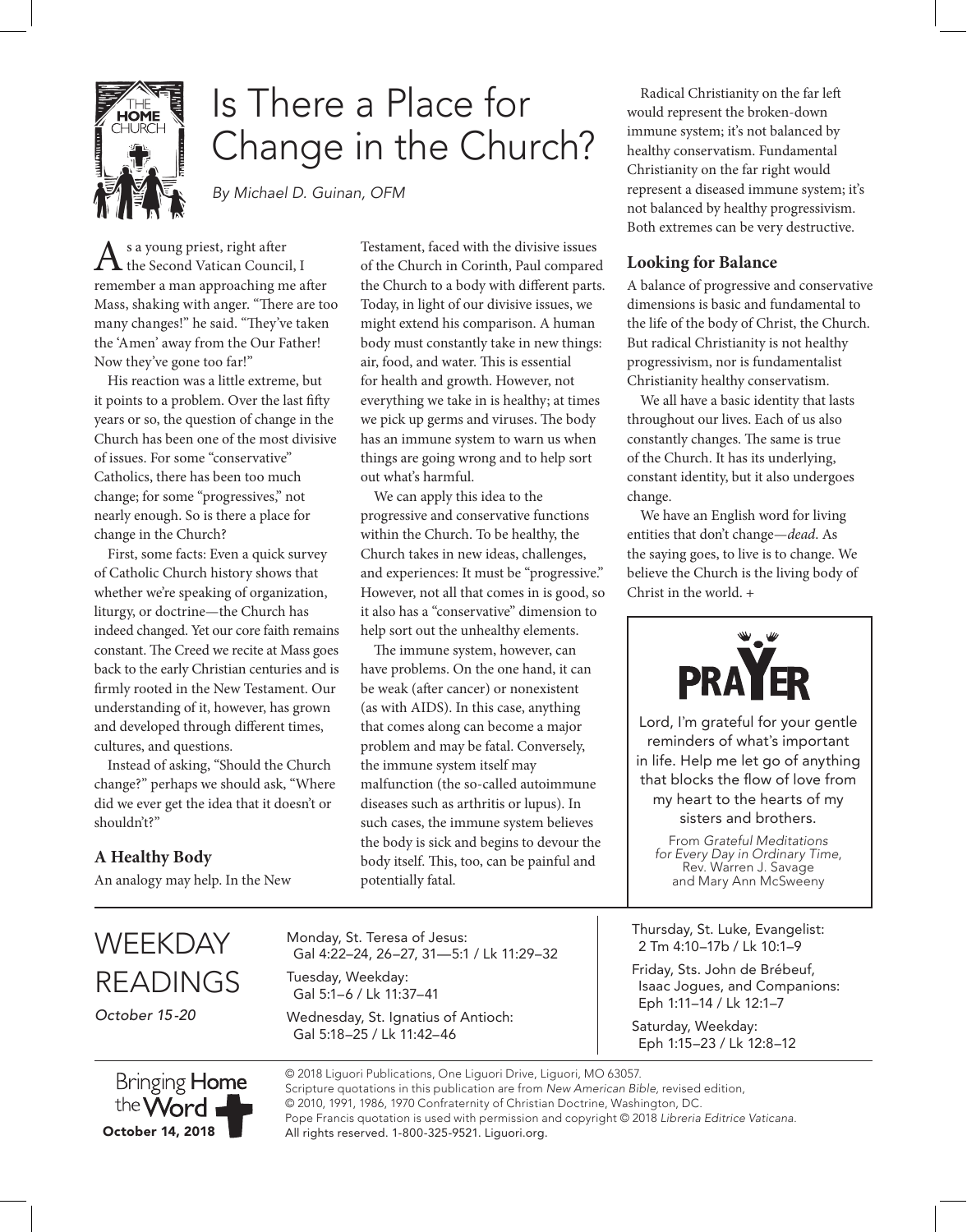# Is There a Place for Change in the Church?

*By Michael D. Guinan, OFM*

As a young priest, right after the Second Vatican Council, I remember a man approaching me after Mass, shaking with anger. "There are too many changes!" he said. "They've taken the 'Amen' away from the Our Father! Now they've gone too far!"

His reaction was a little extreme, but it points to a problem. Over the last fifty years or so, the question of change in the Church has been one of the most divisive of issues. For some "conservative" Catholics, there has been too much change; for some "progressives," not nearly enough. So is there a place for change in the Church?

First, some facts: Even a quick survey of Catholic Church history shows that whether we're speaking of organization, liturgy, or doctrine—the Church has indeed changed. Yet our core faith remains constant. The Creed we recite at Mass goes back to the early Christian centuries and is firmly rooted in the New Testament. Our understanding of it, however, has grown and developed through different times, cultures, and questions.

Instead of asking, "Should the Church change?" perhaps we should ask, "Where did we ever get the idea that it doesn't or shouldn't?"

## A Healthy Body

An analogy may help. In the New Testament, faced with the divisive issues of the Church in Corinth, Paul compared the Church to a body with different parts. Today, in light of our divisive issues, we might extend his comparison. A human body must constantly take in new things: air, food, and water. This is essential for health and growth. However, not everything we take in is healthy; at times we pick up germs and viruses. The body has an immune system to warn us when things are going wrong and to help sort out what's harmful.

We can apply this idea to the progressive and conservative functions within the Church. To be healthy, the Church takes in new ideas, challenges, and experiences: It must be "progressive." However, not all that comes in is good, so it also has a "conservative" dimension to help sort out the unhealthy elements.

The immune system, however, can have problems. On the one hand, it can be weak (after cancer) or nonexistent (as with AIDS). In this case, anything that comes along can become a major problem and may be fatal. Conversely, the immune system itself may malfunction (the so-called autoimmune diseases such as arthritis or lupus). In such cases, the immune system believes the body is sick and begins to devour the body itself. This, too, can be painful and potentially fatal.

Radical Christianity on the far left would represent the broken-down immune system; it's not balanced by healthy conservatism. Fundamental Christianity on the far right would represent a diseased immune system; it's not balanced by healthy progressivism. Both extremes can be very destructive.

## Looking for Balance

A balance of progressive and conservative dimensions is basic and fundamental to the life of the body of Christ, the Church. But radical Christianity is not healthy progressivism, nor is fundamentalist Christianity healthy conservatism.

We all have a basic identity that lasts throughout our lives. Each of us also constantly changes. The same is true of the Church. It has its underlying, constant identity, but it also undergoes change.

We have an English word for living entities that don't change—*dead*. As the saying goes, to live is to change. We believe the Church is the living body of Christ in the world. +

## PRAYER

Lord, I'm grateful for your gentle reminders of what's important in life. Help me let go of anything that blocks the flow of love from my heart to the hearts of my sisters and brothers.

From *Grateful Meditations for Every Day in Ordinary Time*, Rev. Warren J. Savage and Mary Ann McSweeny

## WEEKDAY READINGS

*October 15-20*

Monday, St. Teresa of Jesus: Gal 4:22–24, 26–27, 31—5:1 / Lk 11:29–32

Tuesday, Weekday: Gal 5:1–6 / Lk 11:37–41

Wednesday, St. Ignatius of Antioch: Gal 5:18–25 / Lk 11:42–46

Thursday, St. Luke, Evangelist: 2 Tm 4:10–17b / Lk 10:1–9

Friday, Sts. John de Brébeuf, Isaac Jogues, and Companions: Eph 1:11–14 / Lk 12:1–7

Saturday, Weekday: Eph 1:15–23 / Lk 12:8–12

Bringing Home the Word
October 14, 2018

© 2018 Liguori Publications, One Liguori Drive, Liguori, MO 63057.
Scripture quotations in this publication are from *New American Bible*, revised edition, © 2010, 1991, 1986, 1970 Confraternity of Christian Doctrine, Washington, DC.
Pope Francis quotation is used with permission and copyright © 2018 *Libreria Editrice Vaticana*.
All rights reserved. 1-800-325-9521. Liguori.org.